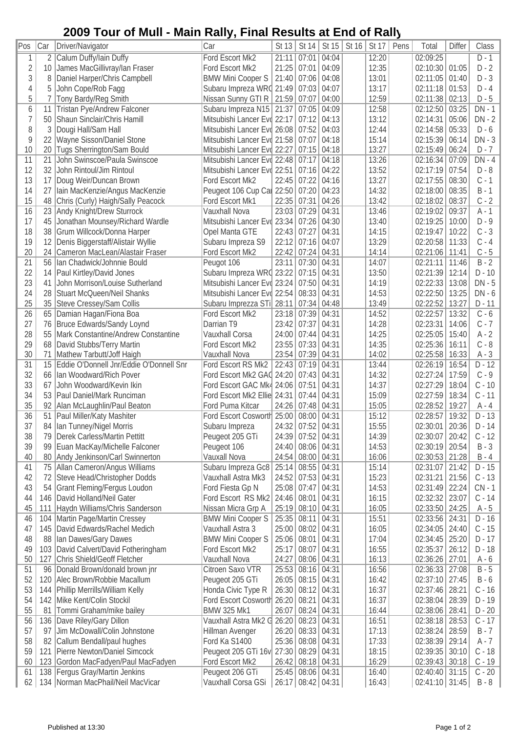# 2009 Tour of Mull - Main Rally, Final Results at End of Rally

| Pos | Car | Driver/Navigator | Car | St 13 | St 14 | St 15 | St 16 | St 17 | Pens | Total | Differ | Class |
|---|---|---|---|---|---|---|---|---|---|---|---|---|
| 1 | 2 | Calum Duffy/Iain Duffy | Ford Escort Mk2 | 21:11 | 07:01 | 04:04 | | 12:20 | | 02:09:25 | | D - 1 |
| 2 | 10 | James MacGillivray/Ian Fraser | Ford Escort Mk2 | 21:25 | 07:01 | 04:09 | | 12:35 | | 02:10:30 | 01:05 | D - 2 |
| 3 | 8 | Daniel Harper/Chris Campbell | BMW Mini Cooper S | 21:40 | 07:06 | 04:08 | | 13:01 | | 02:11:05 | 01:40 | D - 3 |
| 4 | 5 | John Cope/Rob Fagg | Subaru Impreza WRC | 21:49 | 07:03 | 04:07 | | 13:17 | | 02:11:18 | 01:53 | D - 4 |
| 5 | 7 | Tony Bardy/Reg Smith | Nissan Sunny GTI R | 21:59 | 07:07 | 04:00 | | 12:59 | | 02:11:38 | 02:13 | D - 5 |
| 6 | 11 | Tristan Pye/Andrew Falconer | Subaru Impreza N15 | 21:37 | 07:05 | 04:09 | | 12:58 | | 02:12:50 | 03:25 | DN - 1 |
| 7 | 50 | Shaun Sinclair/Chris Hamill | Mitsubishi Lancer Evo | 22:17 | 07:12 | 04:13 | | 13:12 | | 02:14:31 | 05:06 | DN - 2 |
| 8 | 3 | Dougi Hall/Sam Hall | Mitsubishi Lancer Evo | 26:08 | 07:52 | 04:03 | | 12:44 | | 02:14:58 | 05:33 | D - 6 |
| 9 | 22 | Wayne Sisson/Daniel Stone | Mitsubishi Lancer Evo | 21:58 | 07:07 | 04:18 | | 15:14 | | 02:15:39 | 06:14 | DN - 3 |
| 10 | 20 | Tugs Sherrington/Sam Bould | Mitsubishi Lancer Evo | 22:27 | 07:15 | 04:18 | | 13:27 | | 02:15:49 | 06:24 | D - 7 |
| 11 | 21 | John Swinscoe/Paula Swinscoe | Mitsubishi Lancer Evo | 22:48 | 07:17 | 04:18 | | 13:26 | | 02:16:34 | 07:09 | DN - 4 |
| 12 | 32 | John Rintoul/Jim Rintoul | Mitsubishi Lancer Evo | 22:51 | 07:16 | 04:22 | | 13:52 | | 02:17:19 | 07:54 | D - 8 |
| 13 | 17 | Doug Weir/Duncan Brown | Ford Escort Mk2 | 22:45 | 07:22 | 04:16 | | 13:27 | | 02:17:55 | 08:30 | C - 1 |
| 14 | 27 | Iain MacKenzie/Angus MacKenzie | Peugeot 106 Cup Car | 22:50 | 07:20 | 04:23 | | 14:32 | | 02:18:00 | 08:35 | B - 1 |
| 15 | 48 | Chris (Curly) Haigh/Sally Peacock | Ford Escort Mk1 | 22:35 | 07:31 | 04:26 | | 13:42 | | 02:18:02 | 08:37 | C - 2 |
| 16 | 23 | Andy Knight/Drew Sturrock | Vauxhall Nova | 23:03 | 07:29 | 04:31 | | 13:46 | | 02:19:02 | 09:37 | A - 1 |
| 17 | 45 | Jonathan Mounsey/Richard Wardle | Mitsubishi Lancer Evo | 23:34 | 07:26 | 04:30 | | 13:40 | | 02:19:25 | 10:00 | D - 9 |
| 18 | 38 | Grum Willcock/Donna Harper | Opel Manta GTE | 22:43 | 07:27 | 04:31 | | 14:15 | | 02:19:47 | 10:22 | C - 3 |
| 19 | 12 | Denis Biggerstaff/Alistair Wyllie | Subaru Impreza S9 | 22:12 | 07:16 | 04:07 | | 13:29 | | 02:20:58 | 11:33 | C - 4 |
| 20 | 24 | Cameron MacLean/Alastair Fraser | Ford Escort Mk2 | 22:42 | 07:24 | 04:31 | | 14:14 | | 02:21:06 | 11:41 | C - 5 |
| 21 | 56 | Ian Chadwick/Johnnie Bould | Peugeot 106 | 23:11 | 07:30 | 04:31 | | 14:07 | | 02:21:11 | 11:46 | B - 2 |
| 22 | 14 | Paul Kirtley/David Jones | Subaru Impreza WRC | 23:22 | 07:15 | 04:31 | | 13:50 | | 02:21:39 | 12:14 | D - 10 |
| 23 | 41 | John Morrison/Louise Sutherland | Mitsubishi Lancer Evo | 23:24 | 07:50 | 04:31 | | 14:19 | | 02:22:33 | 13:08 | DN - 5 |
| 24 | 28 | Stuart McQueen/Neil Shanks | Mitsubishi Lancer Evo | 22:54 | 08:33 | 04:31 | | 14:53 | | 02:22:50 | 13:25 | DN - 6 |
| 25 | 35 | Steve Cressey/Sam Collis | Subaru Imprezza STi | 28:11 | 07:34 | 04:48 | | 13:49 | | 02:22:52 | 13:27 | D - 11 |
| 26 | 65 | Damian Hagan/Fiona Boa | Ford Escort Mk2 | 23:18 | 07:39 | 04:31 | | 14:52 | | 02:22:57 | 13:32 | C - 6 |
| 27 | 76 | Bruce Edwards/Sandy Loynd | Darrian T9 | 23:42 | 07:37 | 04:31 | | 14:28 | | 02:23:31 | 14:06 | C - 7 |
| 28 | 55 | Mark Constantine/Andrew Constantine | Vauxhall Corsa | 24:00 | 07:44 | 04:31 | | 14:25 | | 02:25:05 | 15:40 | A - 2 |
| 29 | 68 | David Stubbs/Terry Martin | Ford Escort Mk2 | 23:55 | 07:33 | 04:31 | | 14:35 | | 02:25:36 | 16:11 | C - 8 |
| 30 | 71 | Mathew Tarbutt/Joff Haigh | Vauxhall Nova | 23:54 | 07:39 | 04:31 | | 14:02 | | 02:25:58 | 16:33 | A - 3 |
| 31 | 15 | Eddie O'Donnell Jnr/Eddie O'Donnell Snr | Ford Escort RS Mk2 | 22:43 | 07:19 | 04:31 | | 13:44 | | 02:26:19 | 16:54 | D - 12 |
| 32 | 66 | Ian Woodward/Rich Pover | Ford Escort Mk2 GAC | 24:20 | 07:43 | 04:31 | | 14:32 | | 02:27:24 | 17:59 | C - 9 |
| 33 | 67 | John Woodward/Kevin Ikin | Ford Escort GAC Mk4 | 24:06 | 07:51 | 04:31 | | 14:37 | | 02:27:29 | 18:04 | C - 10 |
| 34 | 53 | Paul Daniel/Mark Runciman | Ford Escort Mk2 Ellie | 24:31 | 07:44 | 04:31 | | 15:09 | | 02:27:59 | 18:34 | C - 11 |
| 35 | 92 | Alan McLaughlin/Paul Beaton | Ford Puma Kitcar | 24:26 | 07:48 | 04:31 | | 15:05 | | 02:28:52 | 19:27 | A - 4 |
| 36 | 51 | Paul Miller/Katy Mashiter | Ford Escort Cosworth | 25:00 | 08:00 | 04:31 | | 15:12 | | 02:28:57 | 19:32 | D - 13 |
| 37 | 84 | Ian Tunney/Nigel Morris | Subaru Impreza | 24:32 | 07:52 | 04:31 | | 15:55 | | 02:30:01 | 20:36 | D - 14 |
| 38 | 79 | Derek Carless/Martin Pettitt | Peugeot 205 GTi | 24:39 | 07:52 | 04:31 | | 14:39 | | 02:30:07 | 20:42 | C - 12 |
| 39 | 99 | Euan MacKay/Michelle Falconer | Peugeot 106 | 24:40 | 08:06 | 04:31 | | 14:53 | | 02:30:19 | 20:54 | B - 3 |
| 40 | 80 | Andy Jenkinson/Carl Swinnerton | Vauxall Nova | 24:54 | 08:00 | 04:31 | | 16:06 | | 02:30:53 | 21:28 | B - 4 |
| 41 | 75 | Allan Cameron/Angus Williams | Subaru Impreza Gc8 | 25:14 | 08:55 | 04:31 | | 15:14 | | 02:31:07 | 21:42 | D - 15 |
| 42 | 72 | Steve Head/Christopher Dodds | Vauxhall Astra Mk3 | 24:52 | 07:53 | 04:31 | | 15:23 | | 02:31:21 | 21:56 | C - 13 |
| 43 | 54 | Grant Fleming/Fergus Loudon | Ford Fiesta Gp N | 25:08 | 07:47 | 04:31 | | 14:53 | | 02:31:49 | 22:24 | CN - 1 |
| 44 | 146 | David Holland/Neil Gater | Ford Escort RS Mk2 | 24:46 | 08:01 | 04:31 | | 16:15 | | 02:32:32 | 23:07 | C - 14 |
| 45 | 111 | Haydn Williams/Chris Sanderson | Nissan Micra Grp A | 25:19 | 08:10 | 04:31 | | 16:05 | | 02:33:50 | 24:25 | A - 5 |
| 46 | 104 | Martin Page/Martin Cressey | BMW Mini Cooper S | 25:35 | 08:11 | 04:31 | | 15:51 | | 02:33:56 | 24:31 | D - 16 |
| 47 | 145 | David Edwards/Rachel Medich | Vauxhall Astra 3 | 25:00 | 08:02 | 04:31 | | 16:05 | | 02:34:05 | 24:40 | C - 15 |
| 48 | 88 | Ian Dawes/Gary Dawes | BMW Mini Cooper S | 25:06 | 08:01 | 04:31 | | 17:04 | | 02:34:45 | 25:20 | D - 17 |
| 49 | 103 | David Calvert/David Fotheringham | Ford Escort Mk2 | 25:17 | 08:07 | 04:31 | | 16:55 | | 02:35:37 | 26:12 | D - 18 |
| 50 | 127 | Chris Shield/Geoff Fletcher | Vauxhall Nova | 24:27 | 08:06 | 04:31 | | 16:13 | | 02:36:26 | 27:01 | A - 6 |
| 51 | 96 | Donald Brown/donald brown jnr | Citroen Saxo VTR | 25:53 | 08:16 | 04:31 | | 16:56 | | 02:36:33 | 27:08 | B - 5 |
| 52 | 120 | Alec Brown/Robbie Macallum | Peugeot 205 GTi | 26:05 | 08:15 | 04:31 | | 16:42 | | 02:37:10 | 27:45 | B - 6 |
| 53 | 144 | Phillip Merrills/William Kelly | Honda Civic Type R | 26:30 | 08:12 | 04:31 | | 16:37 | | 02:37:46 | 28:21 | C - 16 |
| 54 | 142 | Mike Kent/Colin Stockil | Ford Escort Cosworth | 26:20 | 08:21 | 04:31 | | 16:37 | | 02:38:04 | 28:39 | D - 19 |
| 55 | 81 | Tommi Graham/mike bailey | BMW 325 Mk1 | 26:07 | 08:24 | 04:31 | | 16:44 | | 02:38:06 | 28:41 | D - 20 |
| 56 | 136 | Dave Riley/Gary Dillon | Vauxhall Astra Mk2 G | 26:20 | 08:23 | 04:31 | | 16:51 | | 02:38:18 | 28:53 | C - 17 |
| 57 | 97 | Jim McDowall/Colin Johnstone | Hillman Avenger | 26:20 | 08:33 | 04:31 | | 17:13 | | 02:38:24 | 28:59 | B - 7 |
| 58 | 82 | Callum Bendall/paul hughes | Ford Ka S1400 | 25:36 | 08:08 | 04:31 | | 17:33 | | 02:38:39 | 29:14 | A - 7 |
| 59 | 121 | Pierre Newton/Daniel Simcock | Peugeot 205 GTi 16v | 27:30 | 08:29 | 04:31 | | 18:15 | | 02:39:35 | 30:10 | C - 18 |
| 60 | 123 | Gordon MacFadyen/Paul MacFadyen | Ford Escort Mk2 | 26:42 | 08:18 | 04:31 | | 16:29 | | 02:39:43 | 30:18 | C - 19 |
| 61 | 138 | Fergus Gray/Martin Jenkins | Peugeot 206 GTi | 25:45 | 08:06 | 04:31 | | 16:40 | | 02:40:40 | 31:15 | C - 20 |
| 62 | 134 | Norman MacPhail/Neil MacVicar | Vauxhall Corsa GSi | 26:17 | 08:42 | 04:31 | | 16:43 | | 02:41:10 | 31:45 | B - 8 |

Published at 13:30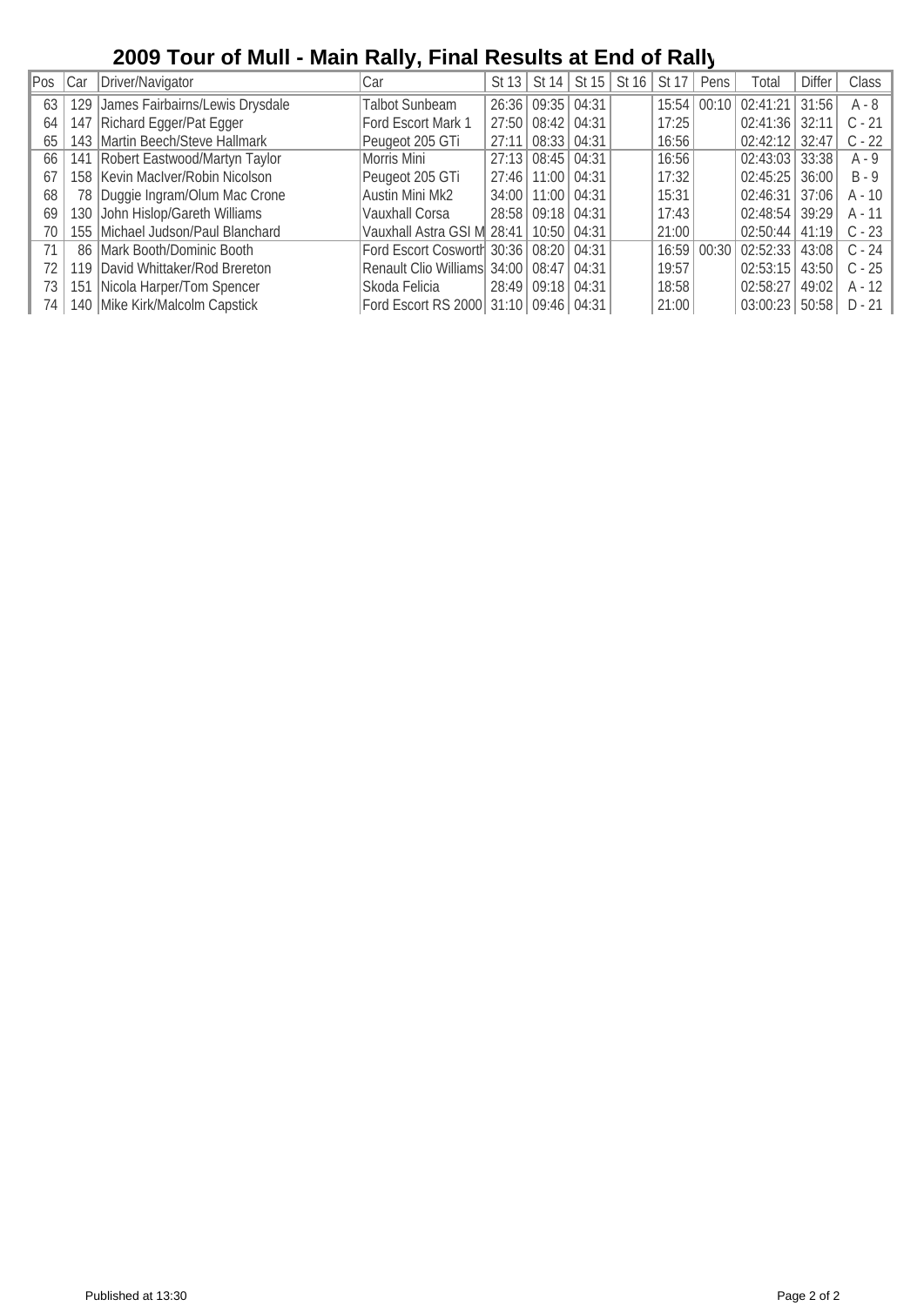# 2009 Tour of Mull - Main Rally, Final Results at End of Rally

| Pos | Car | Driver/Navigator | Car | St 13 | St 14 | St 15 | St 16 | St 17 | Pens | Total | Differ | Class |
|---|---|---|---|---|---|---|---|---|---|---|---|---|
| 63 | 129 | James Fairbairns/Lewis Drysdale | Talbot Sunbeam | 26:36 | 09:35 | 04:31 | | 15:54 | 00:10 | 02:41:21 | 31:56 | A - 8 |
| 64 | 147 | Richard Egger/Pat Egger | Ford Escort Mark 1 | 27:50 | 08:42 | 04:31 | | 17:25 | | 02:41:36 | 32:11 | C - 21 |
| 65 | 143 | Martin Beech/Steve Hallmark | Peugeot 205 GTi | 27:11 | 08:33 | 04:31 | | 16:56 | | 02:42:12 | 32:47 | C - 22 |
| 66 | 141 | Robert Eastwood/Martyn Taylor | Morris Mini | 27:13 | 08:45 | 04:31 | | 16:56 | | 02:43:03 | 33:38 | A - 9 |
| 67 | 158 | Kevin MacIver/Robin Nicolson | Peugeot 205 GTi | 27:46 | 11:00 | 04:31 | | 17:32 | | 02:45:25 | 36:00 | B - 9 |
| 68 | 78 | Duggie Ingram/Olum Mac Crone | Austin Mini Mk2 | 34:00 | 11:00 | 04:31 | | 15:31 | | 02:46:31 | 37:06 | A - 10 |
| 69 | 130 | John Hislop/Gareth Williams | Vauxhall Corsa | 28:58 | 09:18 | 04:31 | | 17:43 | | 02:48:54 | 39:29 | A - 11 |
| 70 | 155 | Michael Judson/Paul Blanchard | Vauxhall Astra GSI M | 28:41 | 10:50 | 04:31 | | 21:00 | | 02:50:44 | 41:19 | C - 23 |
| 71 | 86 | Mark Booth/Dominic Booth | Ford Escort Cosworth | 30:36 | 08:20 | 04:31 | | 16:59 | 00:30 | 02:52:33 | 43:08 | C - 24 |
| 72 | 119 | David Whittaker/Rod Brereton | Renault Clio Williams | 34:00 | 08:47 | 04:31 | | 19:57 | | 02:53:15 | 43:50 | C - 25 |
| 73 | 151 | Nicola Harper/Tom Spencer | Skoda Felicia | 28:49 | 09:18 | 04:31 | | 18:58 | | 02:58:27 | 49:02 | A - 12 |
| 74 | 140 | Mike Kirk/Malcolm Capstick | Ford Escort RS 2000 | 31:10 | 09:46 | 04:31 | | 21:00 | | 03:00:23 | 50:58 | D - 21 |

Published at 13:30